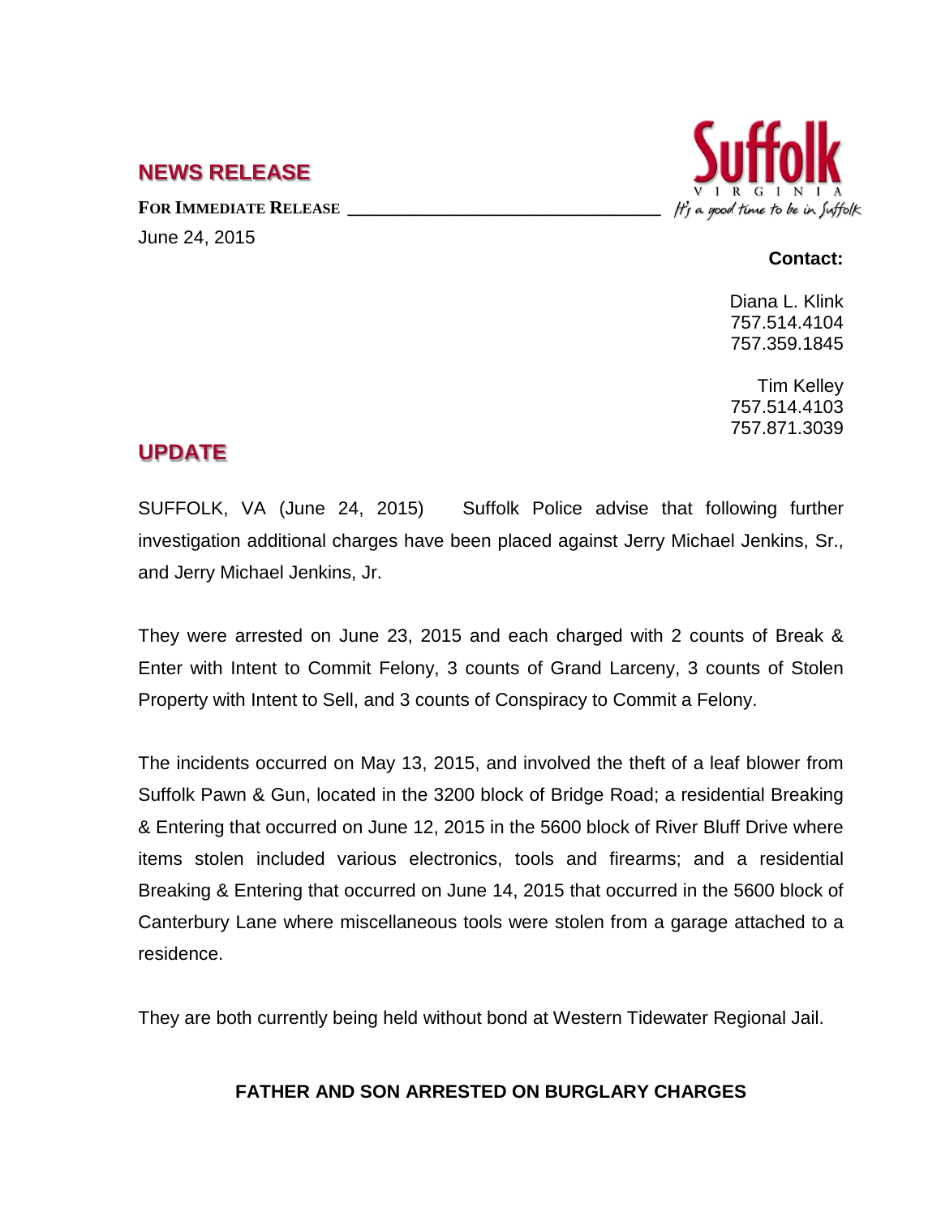## NEWS RELEASE

**FOR IMMEDIATE RELEASE** ________________________________

June 24, 2015

**Contact:**

Diana L. Klink
757.514.4104
757.359.1845

Tim Kelley
757.514.4103
757.871.3039

## UPDATE

SUFFOLK, VA (June 24, 2015) Suffolk Police advise that following further investigation additional charges have been placed against Jerry Michael Jenkins, Sr., and Jerry Michael Jenkins, Jr.

They were arrested on June 23, 2015 and each charged with 2 counts of Break & Enter with Intent to Commit Felony, 3 counts of Grand Larceny, 3 counts of Stolen Property with Intent to Sell, and 3 counts of Conspiracy to Commit a Felony.

The incidents occurred on May 13, 2015, and involved the theft of a leaf blower from Suffolk Pawn & Gun, located in the 3200 block of Bridge Road; a residential Breaking & Entering that occurred on June 12, 2015 in the 5600 block of River Bluff Drive where items stolen included various electronics, tools and firearms; and a residential Breaking & Entering that occurred on June 14, 2015 that occurred in the 5600 block of Canterbury Lane where miscellaneous tools were stolen from a garage attached to a residence.

They are both currently being held without bond at Western Tidewater Regional Jail.

**FATHER AND SON ARRESTED ON BURGLARY CHARGES**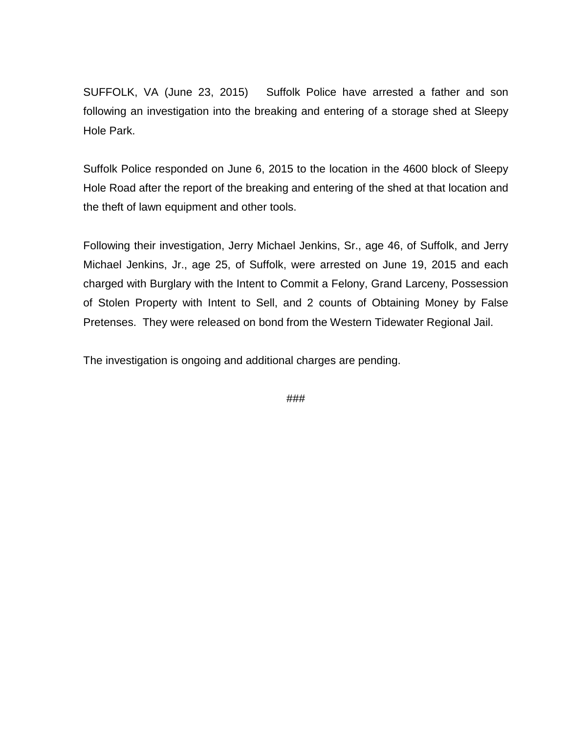SUFFOLK, VA (June 23, 2015) Suffolk Police have arrested a father and son following an investigation into the breaking and entering of a storage shed at Sleepy Hole Park.

Suffolk Police responded on June 6, 2015 to the location in the 4600 block of Sleepy Hole Road after the report of the breaking and entering of the shed at that location and the theft of lawn equipment and other tools.

Following their investigation, Jerry Michael Jenkins, Sr., age 46, of Suffolk, and Jerry Michael Jenkins, Jr., age 25, of Suffolk, were arrested on June 19, 2015 and each charged with Burglary with the Intent to Commit a Felony, Grand Larceny, Possession of Stolen Property with Intent to Sell, and 2 counts of Obtaining Money by False Pretenses. They were released on bond from the Western Tidewater Regional Jail.

The investigation is ongoing and additional charges are pending.

###